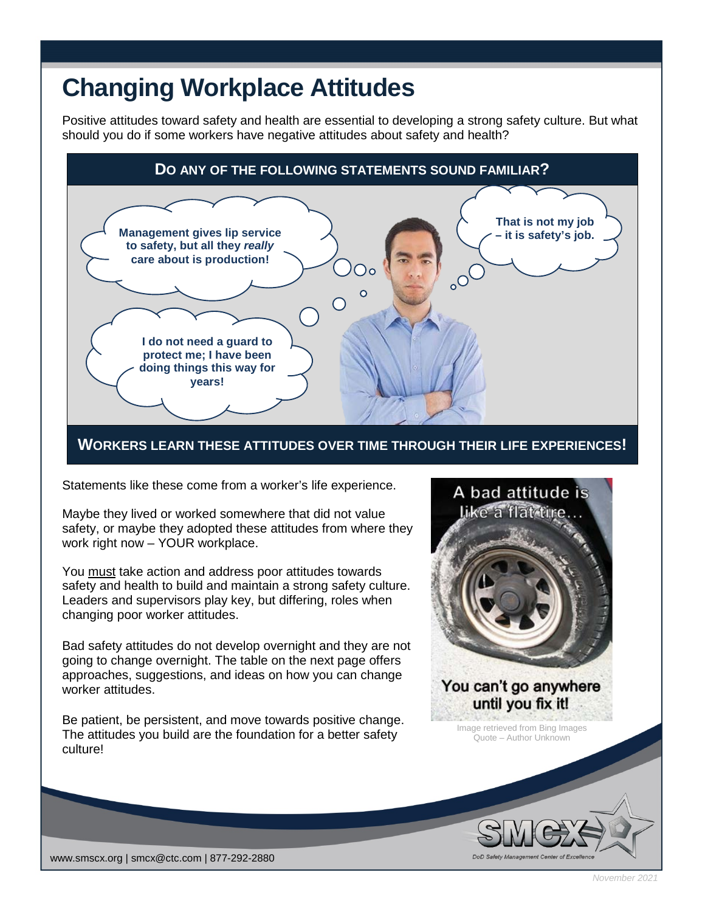# Changing Workplace Attitudes

Positive attitudes toward safety and health are essential to developing a strong safety culture. But what should you do if some workers have negative attitudes about safety and health?

## Do any of the following statements sound familiar?

**Management gives lip service to safety, but all they *really* care about is production!**

**That is not my job – it is safety's job.**

**I do not need a guard to protect me; I have been doing things this way for years!**

## Workers learn these attitudes over time through their life experiences!

Statements like these come from a worker's life experience.

Maybe they lived or worked somewhere that did not value safety, or maybe they adopted these attitudes from where they work right now – YOUR workplace.

You must take action and address poor attitudes towards safety and health to build and maintain a strong safety culture. Leaders and supervisors play key, but differing, roles when changing poor worker attitudes.

Bad safety attitudes do not develop overnight and they are not going to change overnight. The table on the next page offers approaches, suggestions, and ideas on how you can change worker attitudes.

Be patient, be persistent, and move towards positive change. The attitudes you build are the foundation for a better safety culture!

A bad attitude is like a flat tire…

You can't go anywhere until you fix it!

Image retrieved from Bing Images
Quote – Author Unknown

www.smscx.org | smcx@ctc.com | 877-292-2880

SMCX – DoD Safety Management Center of Excellence

November 2021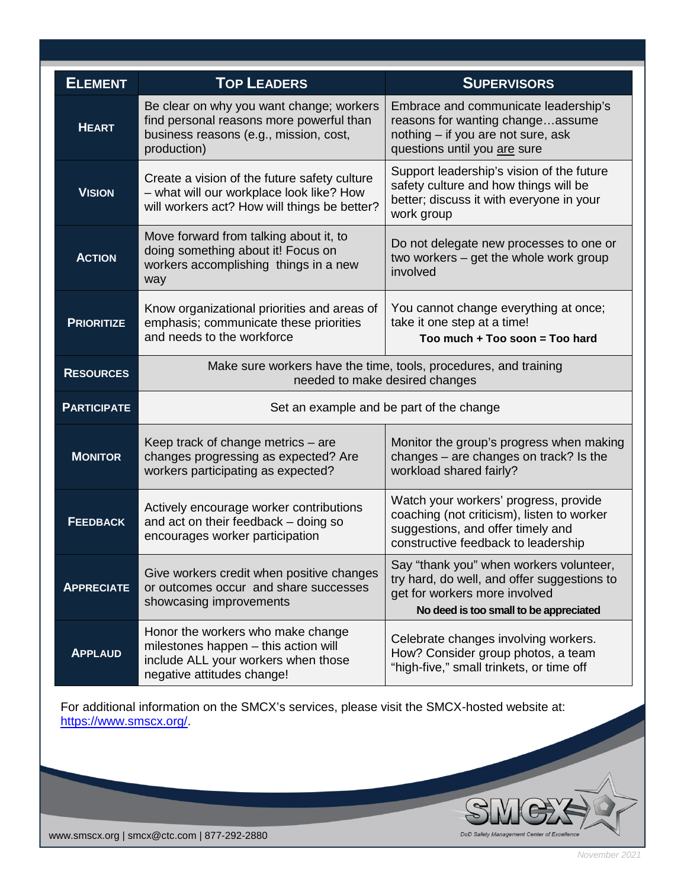| ELEMENT | TOP LEADERS | SUPERVISORS |
|---|---|---|
| HEART | Be clear on why you want change; workers find personal reasons more powerful than business reasons (e.g., mission, cost, production) | Embrace and communicate leadership's reasons for wanting change…assume nothing – if you are not sure, ask questions until you are sure |
| VISION | Create a vision of the future safety culture – what will our workplace look like? How will workers act? How will things be better? | Support leadership's vision of the future safety culture and how things will be better; discuss it with everyone in your work group |
| ACTION | Move forward from talking about it, to doing something about it! Focus on workers accomplishing things in a new way | Do not delegate new processes to one or two workers – get the whole work group involved |
| PRIORITIZE | Know organizational priorities and areas of emphasis; communicate these priorities and needs to the workforce | You cannot change everything at once; take it one step at a time! **Too much + Too soon = Too hard** |
| RESOURCES | Make sure workers have the time, tools, procedures, and training needed to make desired changes | |
| PARTICIPATE | Set an example and be part of the change | |
| MONITOR | Keep track of change metrics – are changes progressing as expected? Are workers participating as expected? | Monitor the group's progress when making changes – are changes on track? Is the workload shared fairly? |
| FEEDBACK | Actively encourage worker contributions and act on their feedback – doing so encourages worker participation | Watch your workers' progress, provide coaching (not criticism), listen to worker suggestions, and offer timely and constructive feedback to leadership |
| APPRECIATE | Give workers credit when positive changes or outcomes occur and share successes showcasing improvements | Say "thank you" when workers volunteer, try hard, do well, and offer suggestions to get for workers more involved **No deed is too small to be appreciated** |
| APPLAUD | Honor the workers who make change milestones happen – this action will include ALL your workers when those negative attitudes change! | Celebrate changes involving workers. How? Consider group photos, a team "high-five," small trinkets, or time off |

For additional information on the SMCX's services, please visit the SMCX-hosted website at: https://www.smcsx.org/.

www.smcsx.org | smcx@ctc.com | 877-292-2880

SMCX DoD Safety Management Center of Excellence

*November 2021*